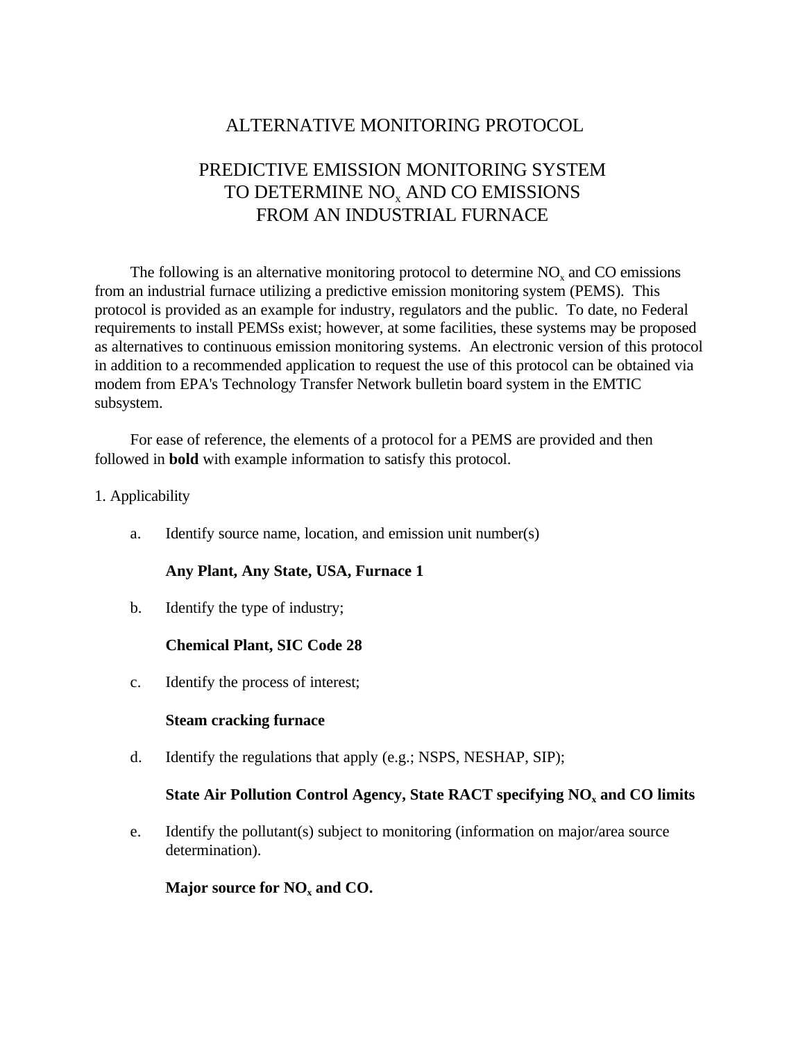# ALTERNATIVE MONITORING PROTOCOL

## PREDICTIVE EMISSION MONITORING SYSTEM TO DETERMINE $NO_x$ AND CO EMISSIONS FROM AN INDUSTRIAL FURNACE

The following is an alternative monitoring protocol to determine $NO_x$ and CO emissions from an industrial furnace utilizing a predictive emission monitoring system (PEMS). This protocol is provided as an example for industry, regulators and the public. To date, no Federal requirements to install PEMSs exist; however, at some facilities, these systems may be proposed as alternatives to continuous emission monitoring systems. An electronic version of this protocol in addition to a recommended application to request the use of this protocol can be obtained via modem from EPA's Technology Transfer Network bulletin board system in the EMTIC subsystem.

For ease of reference, the elements of a protocol for a PEMS are provided and then followed in **bold** with example information to satisfy this protocol.

1. Applicability

a. Identify source name, location, and emission unit number(s)

**Any Plant, Any State, USA, Furnace 1**

b. Identify the type of industry;

**Chemical Plant, SIC Code 28**

c. Identify the process of interest;

**Steam cracking furnace**

d. Identify the regulations that apply (e.g.; NSPS, NESHAP, SIP);

**State Air Pollution Control Agency, State RACT specifying $NO_x$ and CO limits**

e. Identify the pollutant(s) subject to monitoring (information on major/area source determination).

**Major source for $NO_x$ and CO.**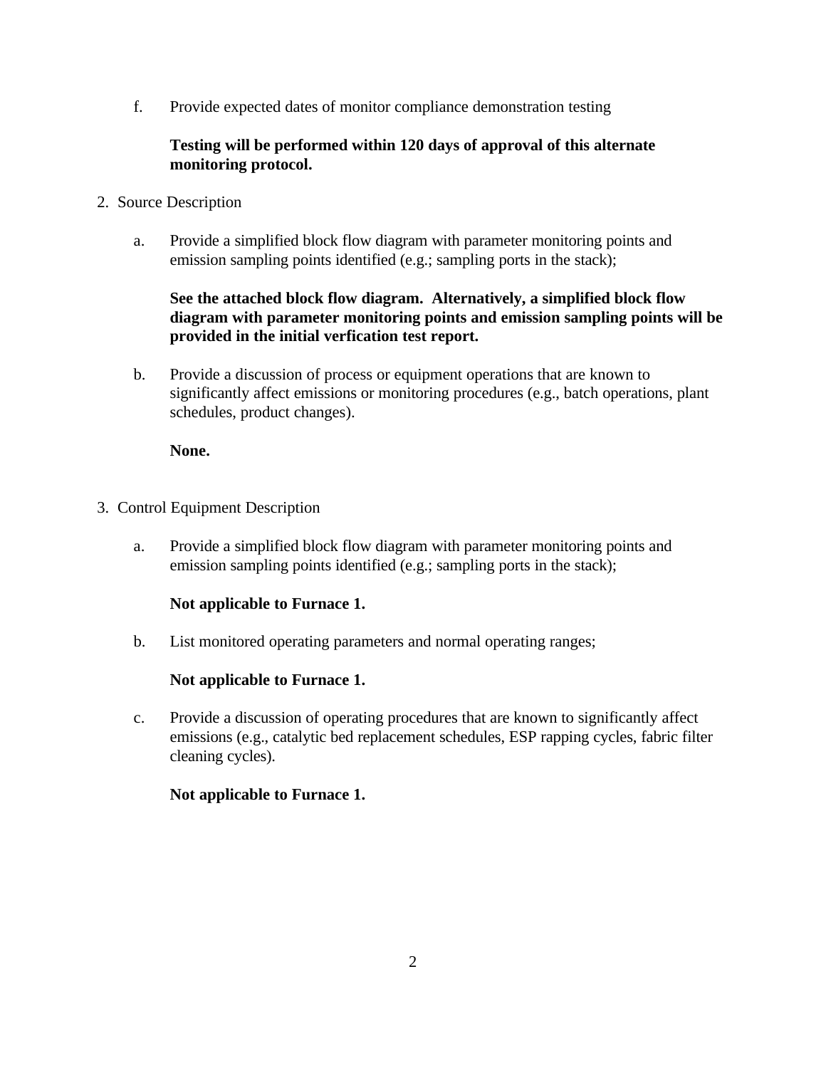f. Provide expected dates of monitor compliance demonstration testing

**Testing will be performed within 120 days of approval of this alternate monitoring protocol.**

2. Source Description

a. Provide a simplified block flow diagram with parameter monitoring points and emission sampling points identified (e.g.; sampling ports in the stack);

**See the attached block flow diagram. Alternatively, a simplified block flow diagram with parameter monitoring points and emission sampling points will be provided in the initial verfication test report.**

b. Provide a discussion of process or equipment operations that are known to significantly affect emissions or monitoring procedures (e.g., batch operations, plant schedules, product changes).

**None.**

3. Control Equipment Description

a. Provide a simplified block flow diagram with parameter monitoring points and emission sampling points identified (e.g.; sampling ports in the stack);

**Not applicable to Furnace 1.**

b. List monitored operating parameters and normal operating ranges;

**Not applicable to Furnace 1.**

c. Provide a discussion of operating procedures that are known to significantly affect emissions (e.g., catalytic bed replacement schedules, ESP rapping cycles, fabric filter cleaning cycles).

**Not applicable to Furnace 1.**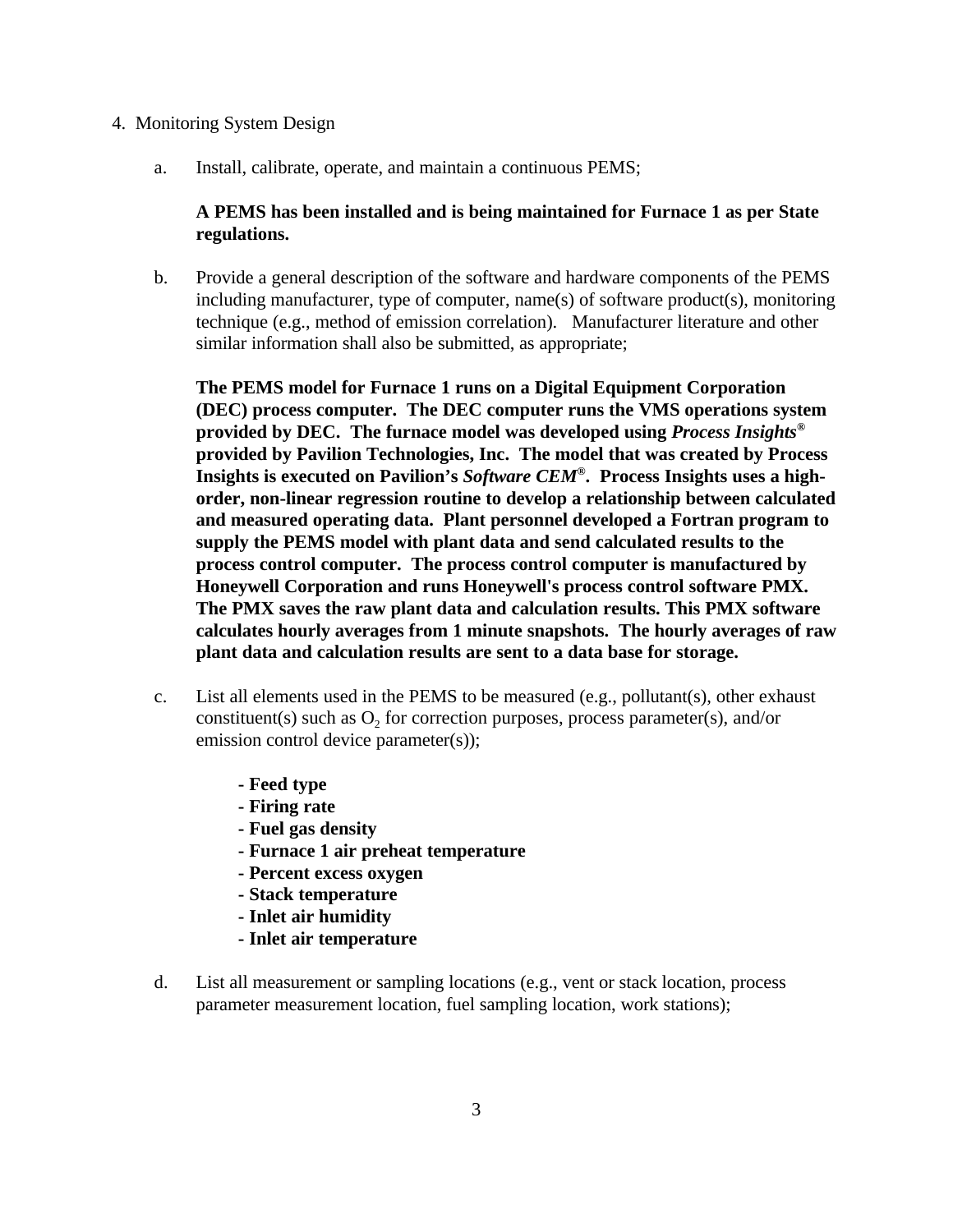4. Monitoring System Design

a. Install, calibrate, operate, and maintain a continuous PEMS;

**A PEMS has been installed and is being maintained for Furnace 1 as per State regulations.**

b. Provide a general description of the software and hardware components of the PEMS including manufacturer, type of computer, name(s) of software product(s), monitoring technique (e.g., method of emission correlation). Manufacturer literature and other similar information shall also be submitted, as appropriate;

**The PEMS model for Furnace 1 runs on a Digital Equipment Corporation (DEC) process computer. The DEC computer runs the VMS operations system provided by DEC. The furnace model was developed using *Process Insights®* provided by Pavilion Technologies, Inc. The model that was created by Process Insights is executed on Pavilion's *Software CEM®*. Process Insights uses a high-order, non-linear regression routine to develop a relationship between calculated and measured operating data. Plant personnel developed a Fortran program to supply the PEMS model with plant data and send calculated results to the process control computer. The process control computer is manufactured by Honeywell Corporation and runs Honeywell's process control software PMX. The PMX saves the raw plant data and calculation results. This PMX software calculates hourly averages from 1 minute snapshots. The hourly averages of raw plant data and calculation results are sent to a data base for storage.**

c. List all elements used in the PEMS to be measured (e.g., pollutant(s), other exhaust constituent(s) such as $O_2$ for correction purposes, process parameter(s), and/or emission control device parameter(s));

- **Feed type**
- **Firing rate**
- **Fuel gas density**
- **Furnace 1 air preheat temperature**
- **Percent excess oxygen**
- **Stack temperature**
- **Inlet air humidity**
- **Inlet air temperature**

d. List all measurement or sampling locations (e.g., vent or stack location, process parameter measurement location, fuel sampling location, work stations);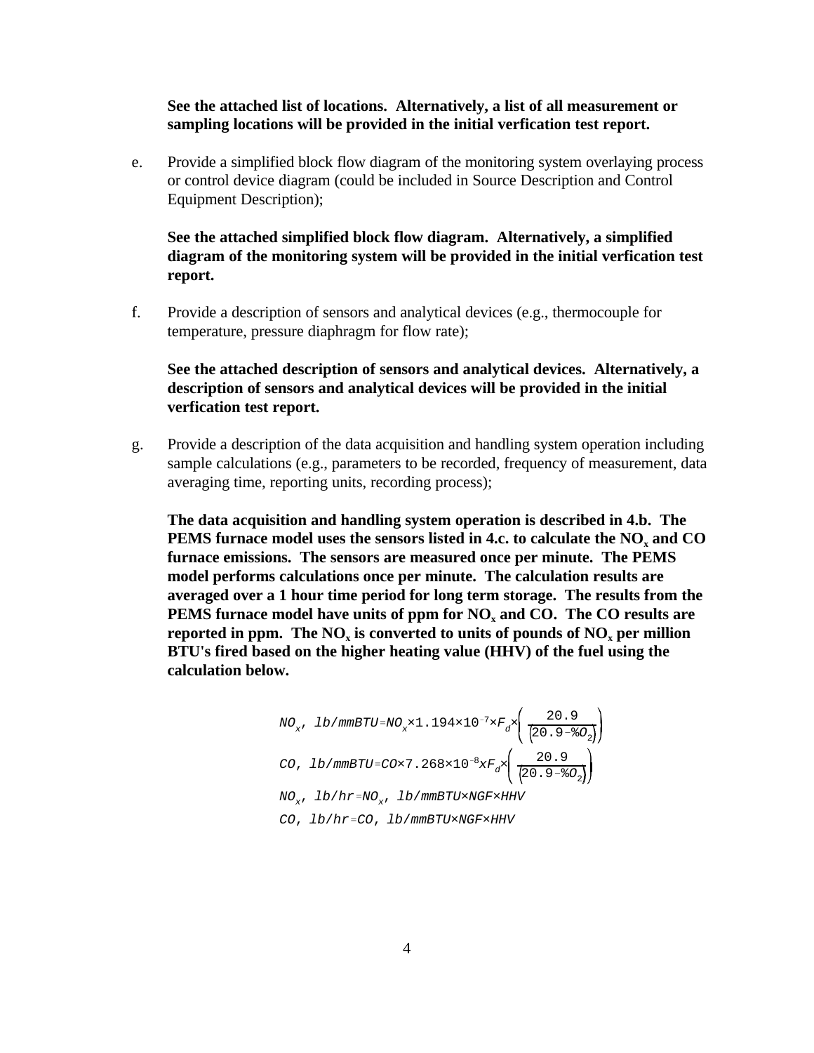**See the attached list of locations. Alternatively, a list of all measurement or sampling locations will be provided in the initial verfication test report.**

e. Provide a simplified block flow diagram of the monitoring system overlaying process or control device diagram (could be included in Source Description and Control Equipment Description);

**See the attached simplified block flow diagram. Alternatively, a simplified diagram of the monitoring system will be provided in the initial verfication test report.**

f. Provide a description of sensors and analytical devices (e.g., thermocouple for temperature, pressure diaphragm for flow rate);

**See the attached description of sensors and analytical devices. Alternatively, a description of sensors and analytical devices will be provided in the initial verfication test report.**

g. Provide a description of the data acquisition and handling system operation including sample calculations (e.g., parameters to be recorded, frequency of measurement, data averaging time, reporting units, recording process);

**The data acquisition and handling system operation is described in 4.b. The PEMS furnace model uses the sensors listed in 4.c. to calculate the $NO_x$ and CO furnace emissions. The sensors are measured once per minute. The PEMS model performs calculations once per minute. The calculation results are averaged over a 1 hour time period for long term storage. The results from the PEMS furnace model have units of ppm for $NO_x$ and CO. The CO results are reported in ppm. The $NO_x$ is converted to units of pounds of $NO_x$ per million BTU's fired based on the higher heating value (HHV) of the fuel using the calculation below.**

$$NO_x\text{, lb/mmBTU} = NO_x \times 1.194 \times 10^{-7} \times F_d \times \left( \frac{20.9}{(20.9 - \%O_2)} \right)$$

$$CO\text{, lb/mmBTU} = CO \times 7.268 \times 10^{-8} x F_d \times \left( \frac{20.9}{(20.9 - \%O_2)} \right)$$

$$NO_x\text{, lb/hr} = NO_x\text{, lb/mmBTU} \times NGF \times HHV$$

$$CO\text{, lb/hr} = CO\text{, lb/mmBTU} \times NGF \times HHV$$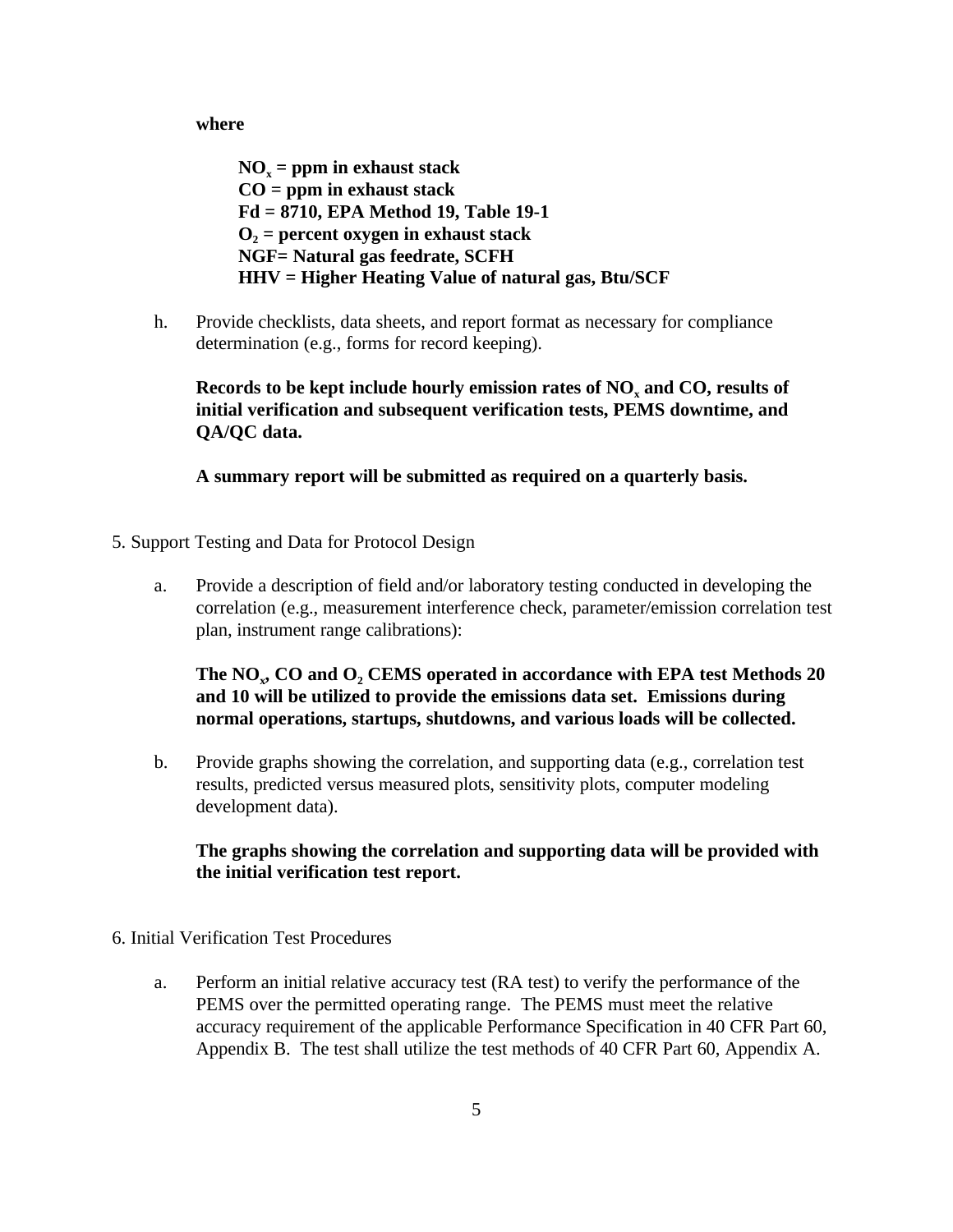**where**

> **$NO_x$ = ppm in exhaust stack**
> **CO = ppm in exhaust stack**
> **Fd = 8710, EPA Method 19, Table 19-1**
> **$O_2$ = percent oxygen in exhaust stack**
> **NGF= Natural gas feedrate, SCFH**
> **HHV = Higher Heating Value of natural gas, Btu/SCF**

h. Provide checklists, data sheets, and report format as necessary for compliance determination (e.g., forms for record keeping).

**Records to be kept include hourly emission rates of $NO_x$ and CO, results of initial verification and subsequent verification tests, PEMS downtime, and QA/QC data.**

**A summary report will be submitted as required on a quarterly basis.**

5. Support Testing and Data for Protocol Design

a. Provide a description of field and/or laboratory testing conducted in developing the correlation (e.g., measurement interference check, parameter/emission correlation test plan, instrument range calibrations):

**The $NO_x$, CO and $O_2$ CEMS operated in accordance with EPA test Methods 20 and 10 will be utilized to provide the emissions data set. Emissions during normal operations, startups, shutdowns, and various loads will be collected.**

b. Provide graphs showing the correlation, and supporting data (e.g., correlation test results, predicted versus measured plots, sensitivity plots, computer modeling development data).

**The graphs showing the correlation and supporting data will be provided with the initial verification test report.**

6. Initial Verification Test Procedures

a. Perform an initial relative accuracy test (RA test) to verify the performance of the PEMS over the permitted operating range. The PEMS must meet the relative accuracy requirement of the applicable Performance Specification in 40 CFR Part 60, Appendix B. The test shall utilize the test methods of 40 CFR Part 60, Appendix A.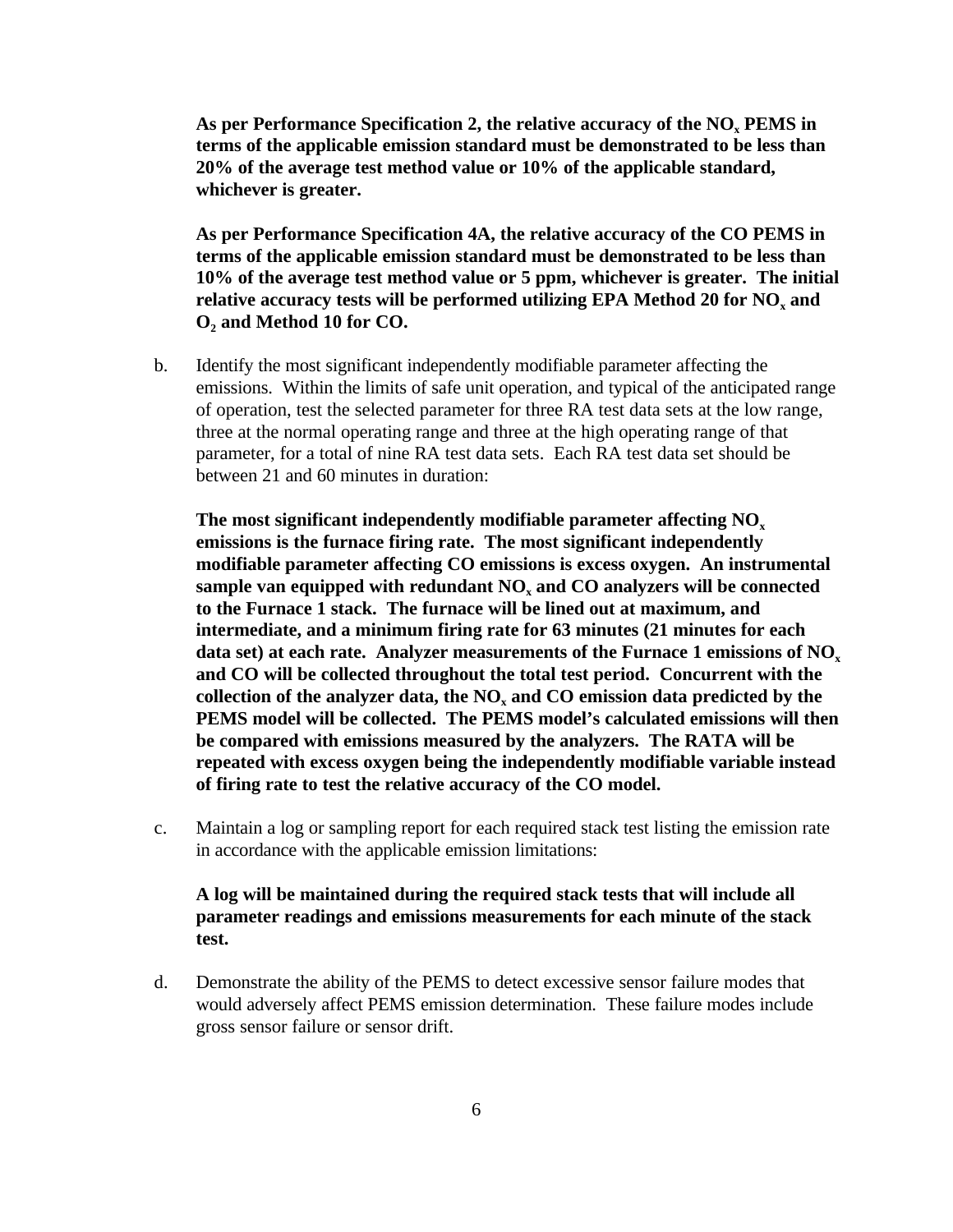**As per Performance Specification 2, the relative accuracy of the $NO_x$ PEMS in terms of the applicable emission standard must be demonstrated to be less than 20% of the average test method value or 10% of the applicable standard, whichever is greater.**

**As per Performance Specification 4A, the relative accuracy of the CO PEMS in terms of the applicable emission standard must be demonstrated to be less than 10% of the average test method value or 5 ppm, whichever is greater. The initial relative accuracy tests will be performed utilizing EPA Method 20 for $NO_x$ and $O_2$ and Method 10 for CO.**

b. Identify the most significant independently modifiable parameter affecting the emissions. Within the limits of safe unit operation, and typical of the anticipated range of operation, test the selected parameter for three RA test data sets at the low range, three at the normal operating range and three at the high operating range of that parameter, for a total of nine RA test data sets. Each RA test data set should be between 21 and 60 minutes in duration:

**The most significant independently modifiable parameter affecting $NO_x$ emissions is the furnace firing rate. The most significant independently modifiable parameter affecting CO emissions is excess oxygen. An instrumental sample van equipped with redundant $NO_x$ and CO analyzers will be connected to the Furnace 1 stack. The furnace will be lined out at maximum, and intermediate, and a minimum firing rate for 63 minutes (21 minutes for each data set) at each rate. Analyzer measurements of the Furnace 1 emissions of $NO_x$ and CO will be collected throughout the total test period. Concurrent with the collection of the analyzer data, the $NO_x$ and CO emission data predicted by the PEMS model will be collected. The PEMS model's calculated emissions will then be compared with emissions measured by the analyzers. The RATA will be repeated with excess oxygen being the independently modifiable variable instead of firing rate to test the relative accuracy of the CO model.**

c. Maintain a log or sampling report for each required stack test listing the emission rate in accordance with the applicable emission limitations:

**A log will be maintained during the required stack tests that will include all parameter readings and emissions measurements for each minute of the stack test.**

d. Demonstrate the ability of the PEMS to detect excessive sensor failure modes that would adversely affect PEMS emission determination. These failure modes include gross sensor failure or sensor drift.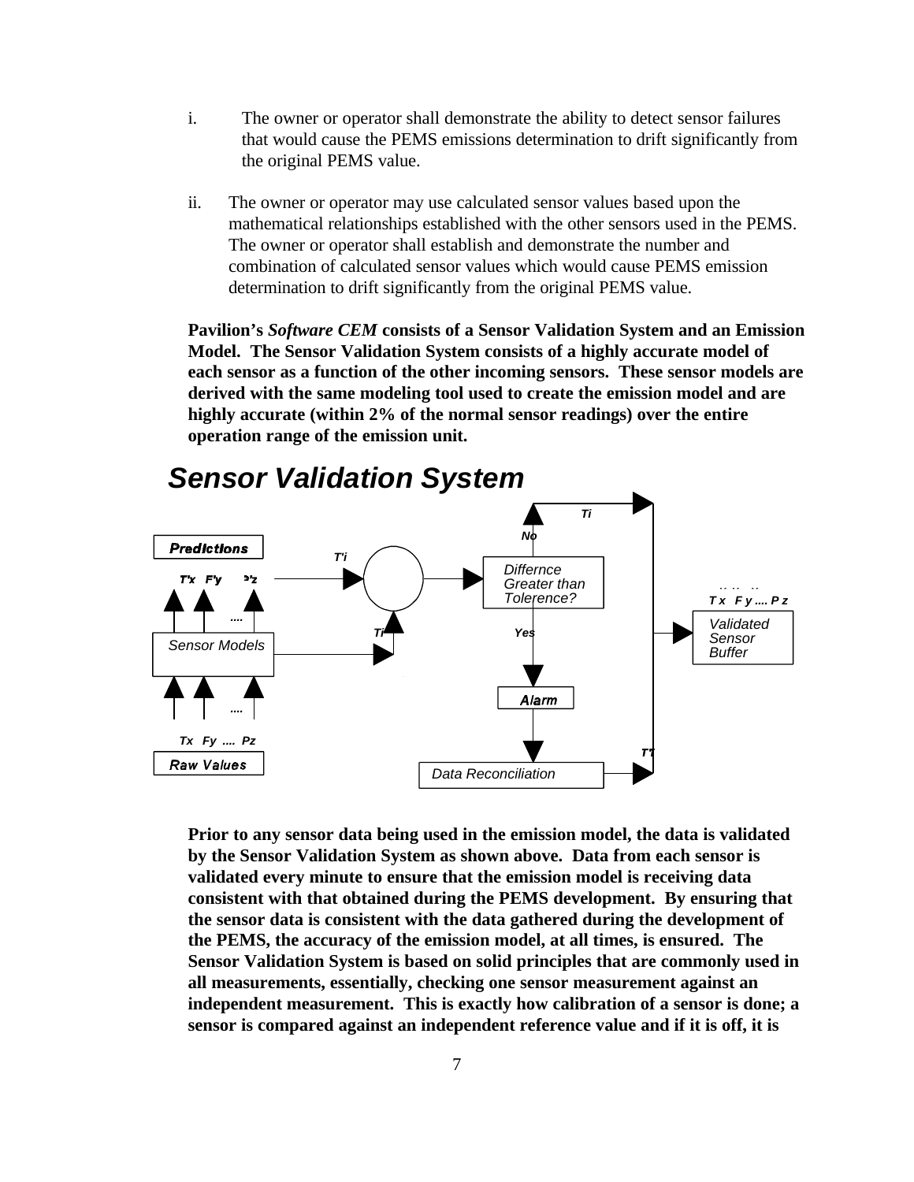i. The owner or operator shall demonstrate the ability to detect sensor failures that would cause the PEMS emissions determination to drift significantly from the original PEMS value.

ii. The owner or operator may use calculated sensor values based upon the mathematical relationships established with the other sensors used in the PEMS. The owner or operator shall establish and demonstrate the number and combination of calculated sensor values which would cause PEMS emission determination to drift significantly from the original PEMS value.

**Pavilion's *Software CEM* consists of a Sensor Validation System and an Emission Model. The Sensor Validation System consists of a highly accurate model of each sensor as a function of the other incoming sensors. These sensor models are derived with the same modeling tool used to create the emission model and are highly accurate (within 2% of the normal sensor readings) over the entire operation range of the emission unit.**

## *Sensor Validation System*

Predictions

T'x F'y .... P'z

Sensor Models

Tx Fy .... Pz

Raw Values

T'i

Ti

Differnce Greater than Tolerence?

No

Ti

Yes

Alarm

Data Reconciliation

T'i

T x F y .... P z

Validated Sensor Buffer

**Prior to any sensor data being used in the emission model, the data is validated by the Sensor Validation System as shown above. Data from each sensor is validated every minute to ensure that the emission model is receiving data consistent with that obtained during the PEMS development. By ensuring that the sensor data is consistent with the data gathered during the development of the PEMS, the accuracy of the emission model, at all times, is ensured. The Sensor Validation System is based on solid principles that are commonly used in all measurements, essentially, checking one sensor measurement against an independent measurement. This is exactly how calibration of a sensor is done; a sensor is compared against an independent reference value and if it is off, it is**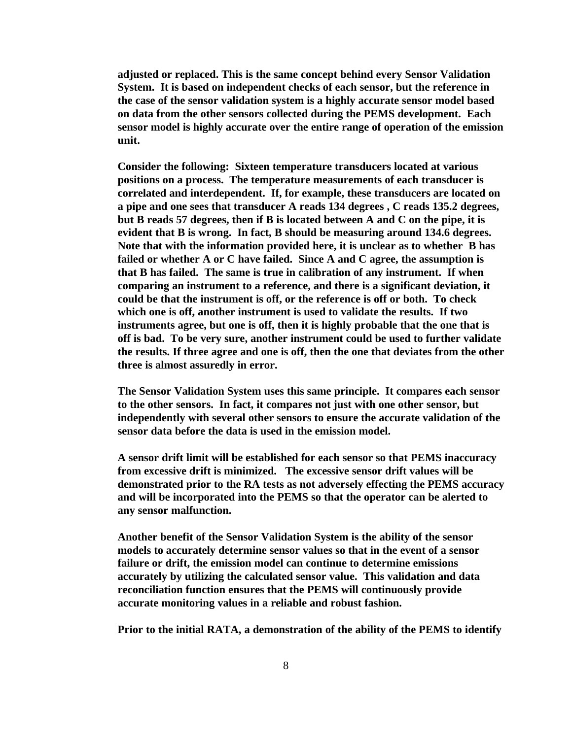**adjusted or replaced. This is the same concept behind every Sensor Validation System. It is based on independent checks of each sensor, but the reference in the case of the sensor validation system is a highly accurate sensor model based on data from the other sensors collected during the PEMS development. Each sensor model is highly accurate over the entire range of operation of the emission unit.**

**Consider the following: Sixteen temperature transducers located at various positions on a process. The temperature measurements of each transducer is correlated and interdependent. If, for example, these transducers are located on a pipe and one sees that transducer A reads 134 degrees , C reads 135.2 degrees, but B reads 57 degrees, then if B is located between A and C on the pipe, it is evident that B is wrong. In fact, B should be measuring around 134.6 degrees. Note that with the information provided here, it is unclear as to whether B has failed or whether A or C have failed. Since A and C agree, the assumption is that B has failed. The same is true in calibration of any instrument. If when comparing an instrument to a reference, and there is a significant deviation, it could be that the instrument is off, or the reference is off or both. To check which one is off, another instrument is used to validate the results. If two instruments agree, but one is off, then it is highly probable that the one that is off is bad. To be very sure, another instrument could be used to further validate the results. If three agree and one is off, then the one that deviates from the other three is almost assuredly in error.**

**The Sensor Validation System uses this same principle. It compares each sensor to the other sensors. In fact, it compares not just with one other sensor, but independently with several other sensors to ensure the accurate validation of the sensor data before the data is used in the emission model.**

**A sensor drift limit will be established for each sensor so that PEMS inaccuracy from excessive drift is minimized. The excessive sensor drift values will be demonstrated prior to the RA tests as not adversely effecting the PEMS accuracy and will be incorporated into the PEMS so that the operator can be alerted to any sensor malfunction.**

**Another benefit of the Sensor Validation System is the ability of the sensor models to accurately determine sensor values so that in the event of a sensor failure or drift, the emission model can continue to determine emissions accurately by utilizing the calculated sensor value. This validation and data reconciliation function ensures that the PEMS will continuously provide accurate monitoring values in a reliable and robust fashion.**

**Prior to the initial RATA, a demonstration of the ability of the PEMS to identify**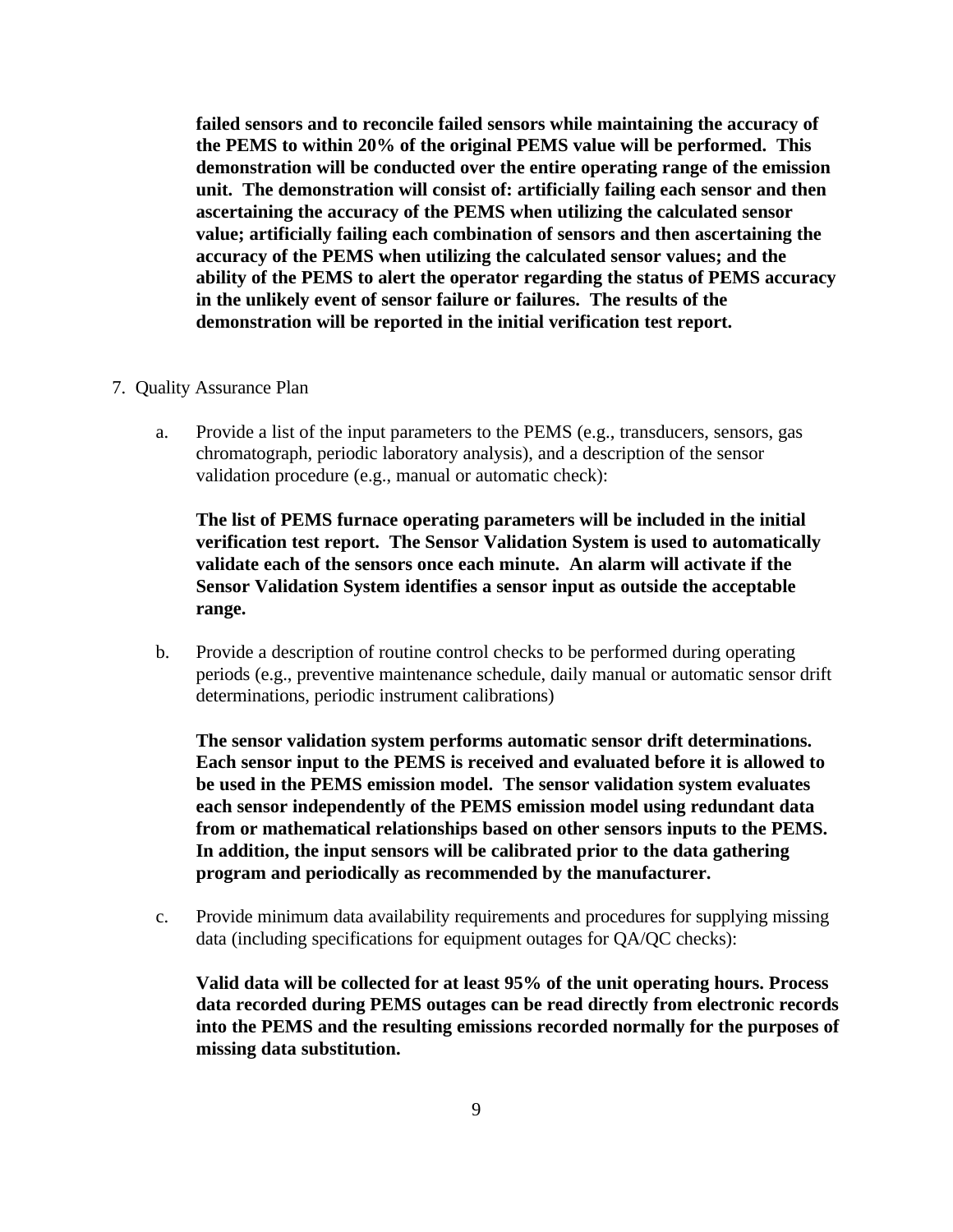**failed sensors and to reconcile failed sensors while maintaining the accuracy of the PEMS to within 20% of the original PEMS value will be performed. This demonstration will be conducted over the entire operating range of the emission unit. The demonstration will consist of: artificially failing each sensor and then ascertaining the accuracy of the PEMS when utilizing the calculated sensor value; artificially failing each combination of sensors and then ascertaining the accuracy of the PEMS when utilizing the calculated sensor values; and the ability of the PEMS to alert the operator regarding the status of PEMS accuracy in the unlikely event of sensor failure or failures. The results of the demonstration will be reported in the initial verification test report.**

7. Quality Assurance Plan

   a. Provide a list of the input parameters to the PEMS (e.g., transducers, sensors, gas chromatograph, periodic laboratory analysis), and a description of the sensor validation procedure (e.g., manual or automatic check):

      **The list of PEMS furnace operating parameters will be included in the initial verification test report. The Sensor Validation System is used to automatically validate each of the sensors once each minute. An alarm will activate if the Sensor Validation System identifies a sensor input as outside the acceptable range.**

   b. Provide a description of routine control checks to be performed during operating periods (e.g., preventive maintenance schedule, daily manual or automatic sensor drift determinations, periodic instrument calibrations)

      **The sensor validation system performs automatic sensor drift determinations. Each sensor input to the PEMS is received and evaluated before it is allowed to be used in the PEMS emission model. The sensor validation system evaluates each sensor independently of the PEMS emission model using redundant data from or mathematical relationships based on other sensors inputs to the PEMS. In addition, the input sensors will be calibrated prior to the data gathering program and periodically as recommended by the manufacturer.**

   c. Provide minimum data availability requirements and procedures for supplying missing data (including specifications for equipment outages for QA/QC checks):

      **Valid data will be collected for at least 95% of the unit operating hours. Process data recorded during PEMS outages can be read directly from electronic records into the PEMS and the resulting emissions recorded normally for the purposes of missing data substitution.**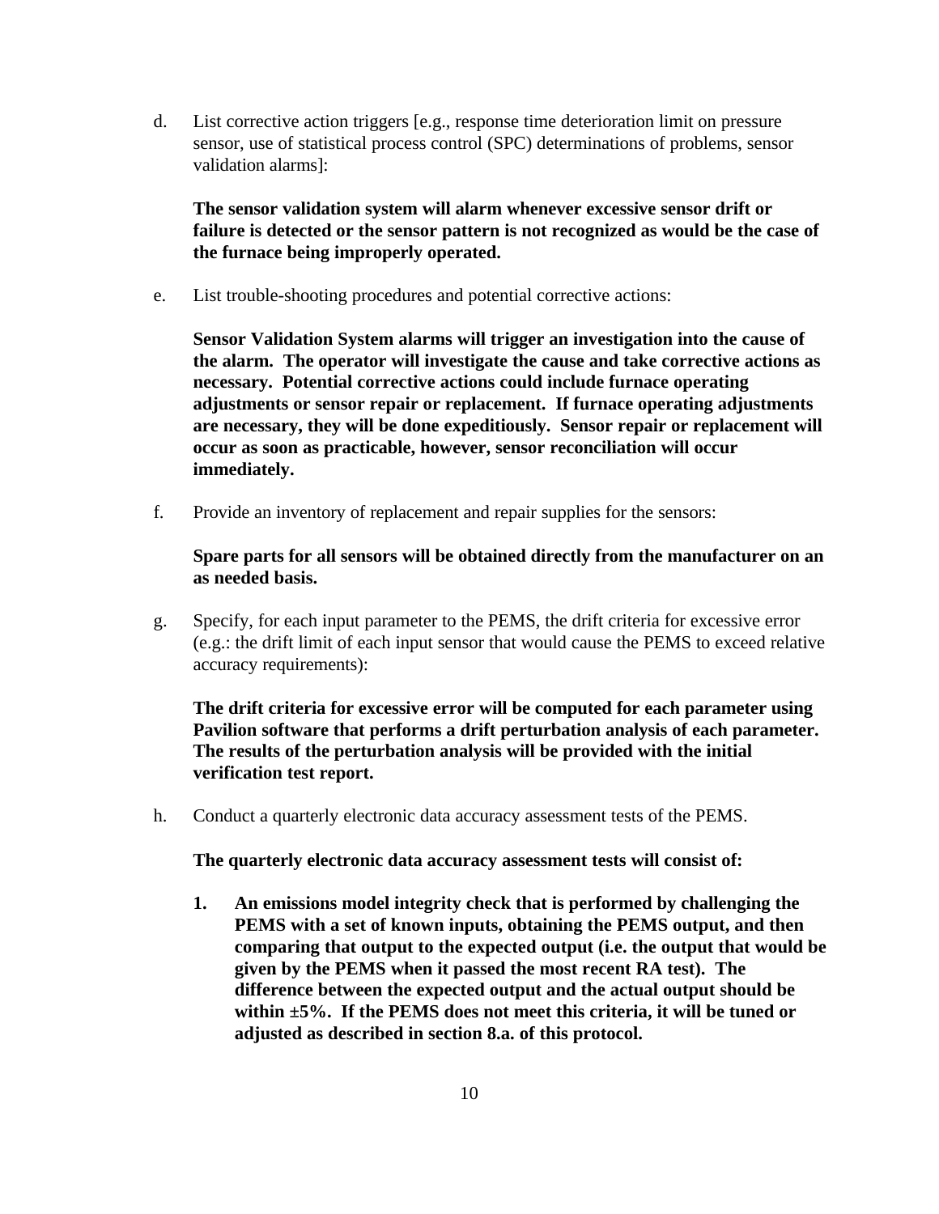d. List corrective action triggers [e.g., response time deterioration limit on pressure sensor, use of statistical process control (SPC) determinations of problems, sensor validation alarms]:

   **The sensor validation system will alarm whenever excessive sensor drift or failure is detected or the sensor pattern is not recognized as would be the case of the furnace being improperly operated.**

e. List trouble-shooting procedures and potential corrective actions:

   **Sensor Validation System alarms will trigger an investigation into the cause of the alarm. The operator will investigate the cause and take corrective actions as necessary. Potential corrective actions could include furnace operating adjustments or sensor repair or replacement. If furnace operating adjustments are necessary, they will be done expeditiously. Sensor repair or replacement will occur as soon as practicable, however, sensor reconciliation will occur immediately.**

f. Provide an inventory of replacement and repair supplies for the sensors:

   **Spare parts for all sensors will be obtained directly from the manufacturer on an as needed basis.**

g. Specify, for each input parameter to the PEMS, the drift criteria for excessive error (e.g.: the drift limit of each input sensor that would cause the PEMS to exceed relative accuracy requirements):

   **The drift criteria for excessive error will be computed for each parameter using Pavilion software that performs a drift perturbation analysis of each parameter. The results of the perturbation analysis will be provided with the initial verification test report.**

h. Conduct a quarterly electronic data accuracy assessment tests of the PEMS.

   **The quarterly electronic data accuracy assessment tests will consist of:**

   **1. An emissions model integrity check that is performed by challenging the PEMS with a set of known inputs, obtaining the PEMS output, and then comparing that output to the expected output (i.e. the output that would be given by the PEMS when it passed the most recent RA test). The difference between the expected output and the actual output should be within ±5%. If the PEMS does not meet this criteria, it will be tuned or adjusted as described in section 8.a. of this protocol.**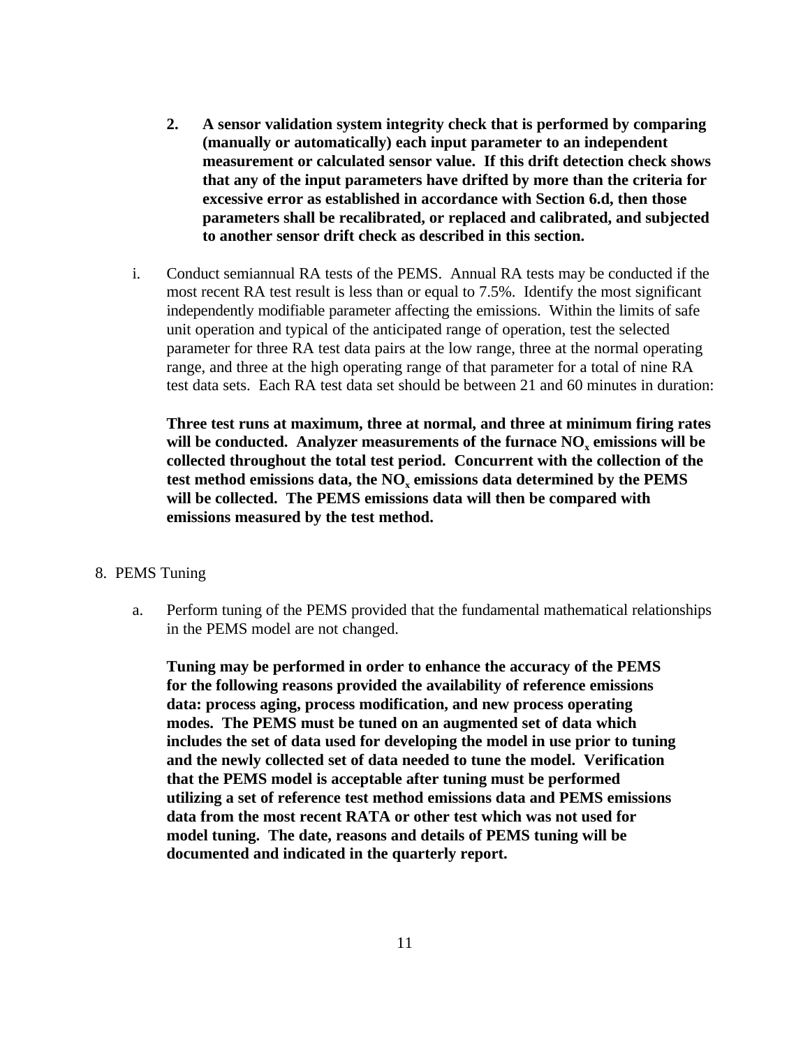2. **A sensor validation system integrity check that is performed by comparing (manually or automatically) each input parameter to an independent measurement or calculated sensor value. If this drift detection check shows that any of the input parameters have drifted by more than the criteria for excessive error as established in accordance with Section 6.d, then those parameters shall be recalibrated, or replaced and calibrated, and subjected to another sensor drift check as described in this section.**

i. Conduct semiannual RA tests of the PEMS. Annual RA tests may be conducted if the most recent RA test result is less than or equal to 7.5%. Identify the most significant independently modifiable parameter affecting the emissions. Within the limits of safe unit operation and typical of the anticipated range of operation, test the selected parameter for three RA test data pairs at the low range, three at the normal operating range, and three at the high operating range of that parameter for a total of nine RA test data sets. Each RA test data set should be between 21 and 60 minutes in duration:

   **Three test runs at maximum, three at normal, and three at minimum firing rates will be conducted. Analyzer measurements of the furnace $NO_x$ emissions will be collected throughout the total test period. Concurrent with the collection of the test method emissions data, the $NO_x$ emissions data determined by the PEMS will be collected. The PEMS emissions data will then be compared with emissions measured by the test method.**

8. PEMS Tuning

   a. Perform tuning of the PEMS provided that the fundamental mathematical relationships in the PEMS model are not changed.

      **Tuning may be performed in order to enhance the accuracy of the PEMS for the following reasons provided the availability of reference emissions data: process aging, process modification, and new process operating modes. The PEMS must be tuned on an augmented set of data which includes the set of data used for developing the model in use prior to tuning and the newly collected set of data needed to tune the model. Verification that the PEMS model is acceptable after tuning must be performed utilizing a set of reference test method emissions data and PEMS emissions data from the most recent RATA or other test which was not used for model tuning. The date, reasons and details of PEMS tuning will be documented and indicated in the quarterly report.**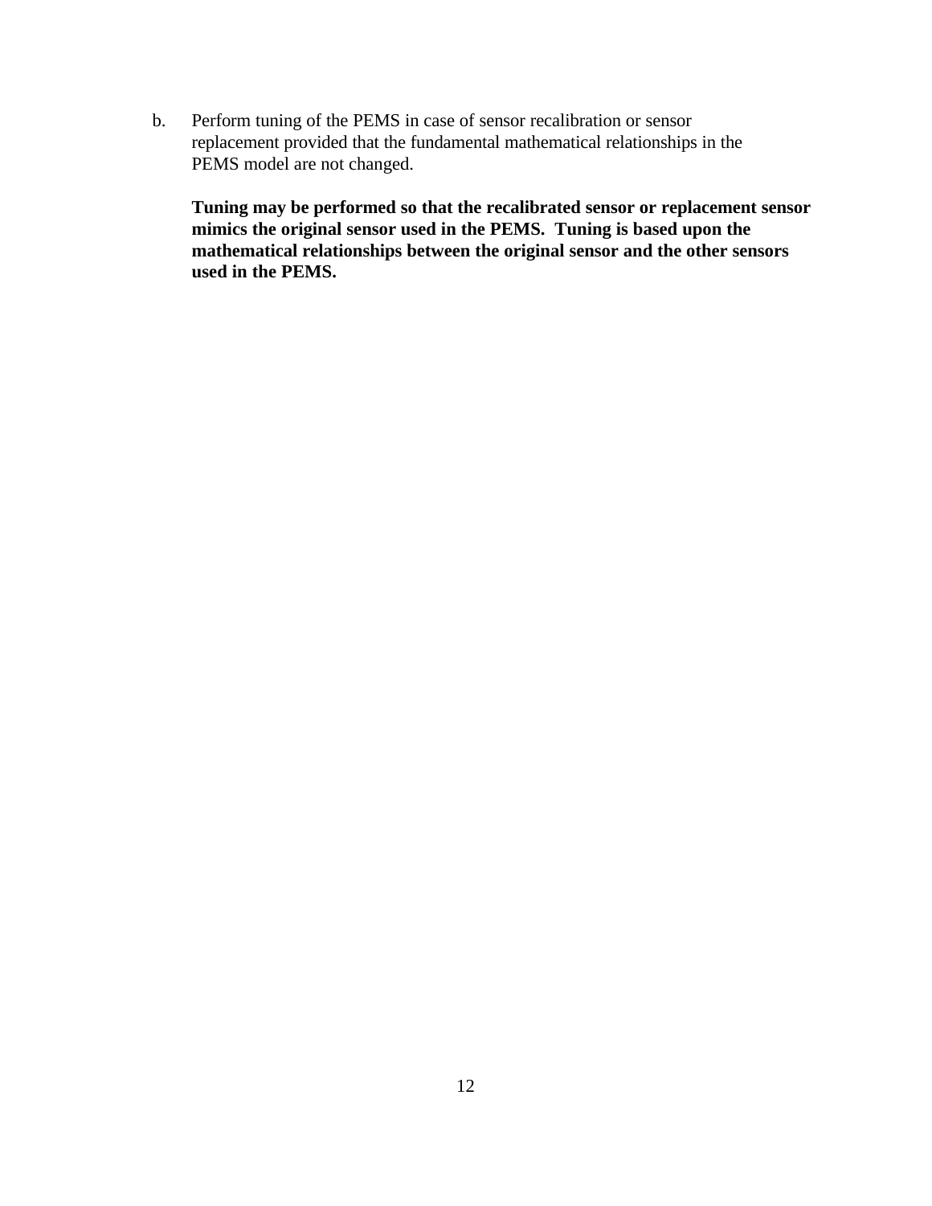b. Perform tuning of the PEMS in case of sensor recalibration or sensor replacement provided that the fundamental mathematical relationships in the PEMS model are not changed.

   **Tuning may be performed so that the recalibrated sensor or replacement sensor mimics the original sensor used in the PEMS. Tuning is based upon the mathematical relationships between the original sensor and the other sensors used in the PEMS.**